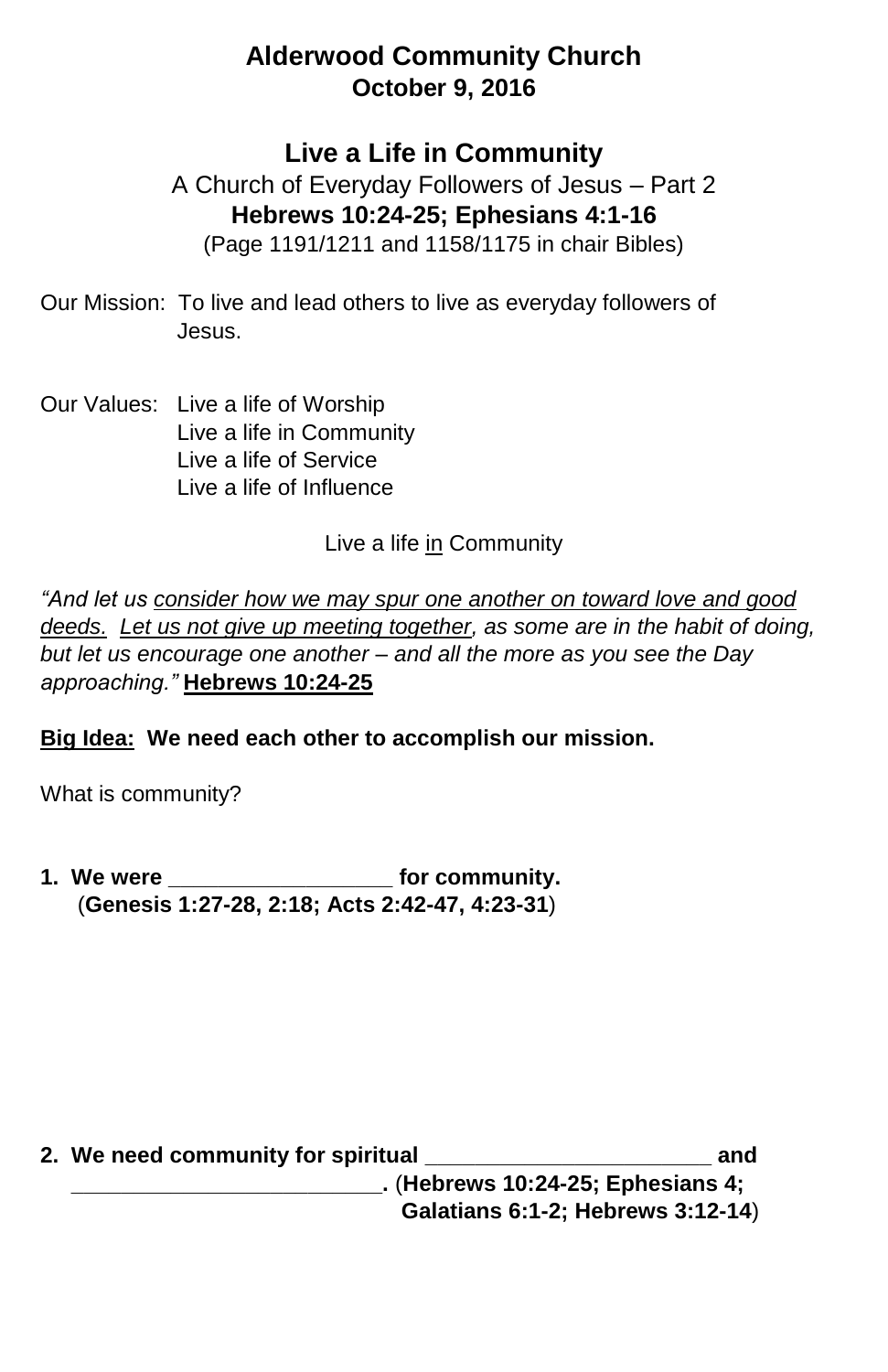# Alderwood Community Church
**October 9, 2016**

## Live a Life in Community

A Church of Everyday Followers of Jesus – Part 2

**Hebrews 10:24-25; Ephesians 4:1-16**

(Page 1191/1211 and 1158/1175 in chair Bibles)

Our Mission: To live and lead others to live as everyday followers of Jesus.

Our Values:
- Live a life of Worship
- Live a life in Community
- Live a life of Service
- Live a life of Influence

Live a life <u>in</u> Community

*"And let us <u>consider how we may spur one another on toward love and good deeds.</u> <u>Let us not give up meeting together</u>, as some are in the habit of doing, but let us encourage one another – and all the more as you see the Day approaching."* **<u>Hebrews 10:24-25</u>**

**<u>Big Idea:</u> We need each other to accomplish our mission.**

What is community?

**1. We were __________________ for community.**
(**Genesis 1:27-28, 2:18; Acts 2:42-47, 4:23-31**)

**2. We need community for spiritual _______________________ and _________________________.** (**Hebrews 10:24-25; Ephesians 4; Galatians 6:1-2; Hebrews 3:12-14**)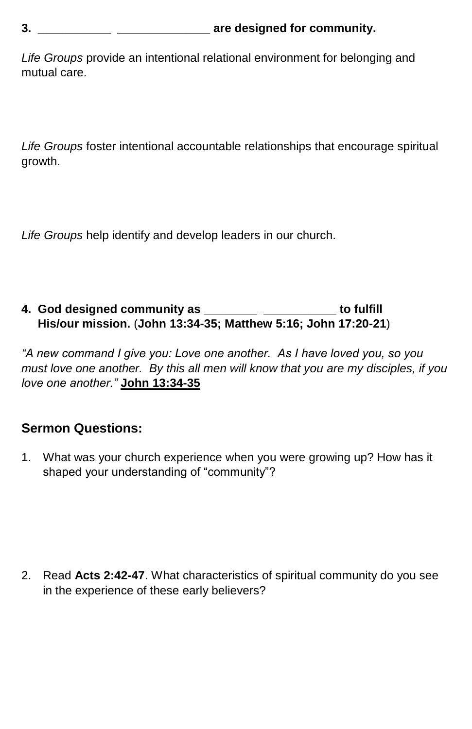**3. \_\_\_\_\_\_\_\_\_\_\_ \_\_\_\_\_\_\_\_\_\_\_\_\_\_ are designed for community.**

*Life Groups* provide an intentional relational environment for belonging and mutual care.

*Life Groups* foster intentional accountable relationships that encourage spiritual growth.

*Life Groups* help identify and develop leaders in our church.

**4. God designed community as \_\_\_\_\_\_\_\_ \_\_\_\_\_\_\_\_\_\_\_ to fulfill His/our mission.** (**John 13:34-35; Matthew 5:16; John 17:20-21**)

*"A new command I give you: Love one another. As I have loved you, so you must love one another. By this all men will know that you are my disciples, if you love one another."* **John 13:34-35**

## Sermon Questions:

1. What was your church experience when you were growing up? How has it shaped your understanding of "community"?

2. Read **Acts 2:42-47**. What characteristics of spiritual community do you see in the experience of these early believers?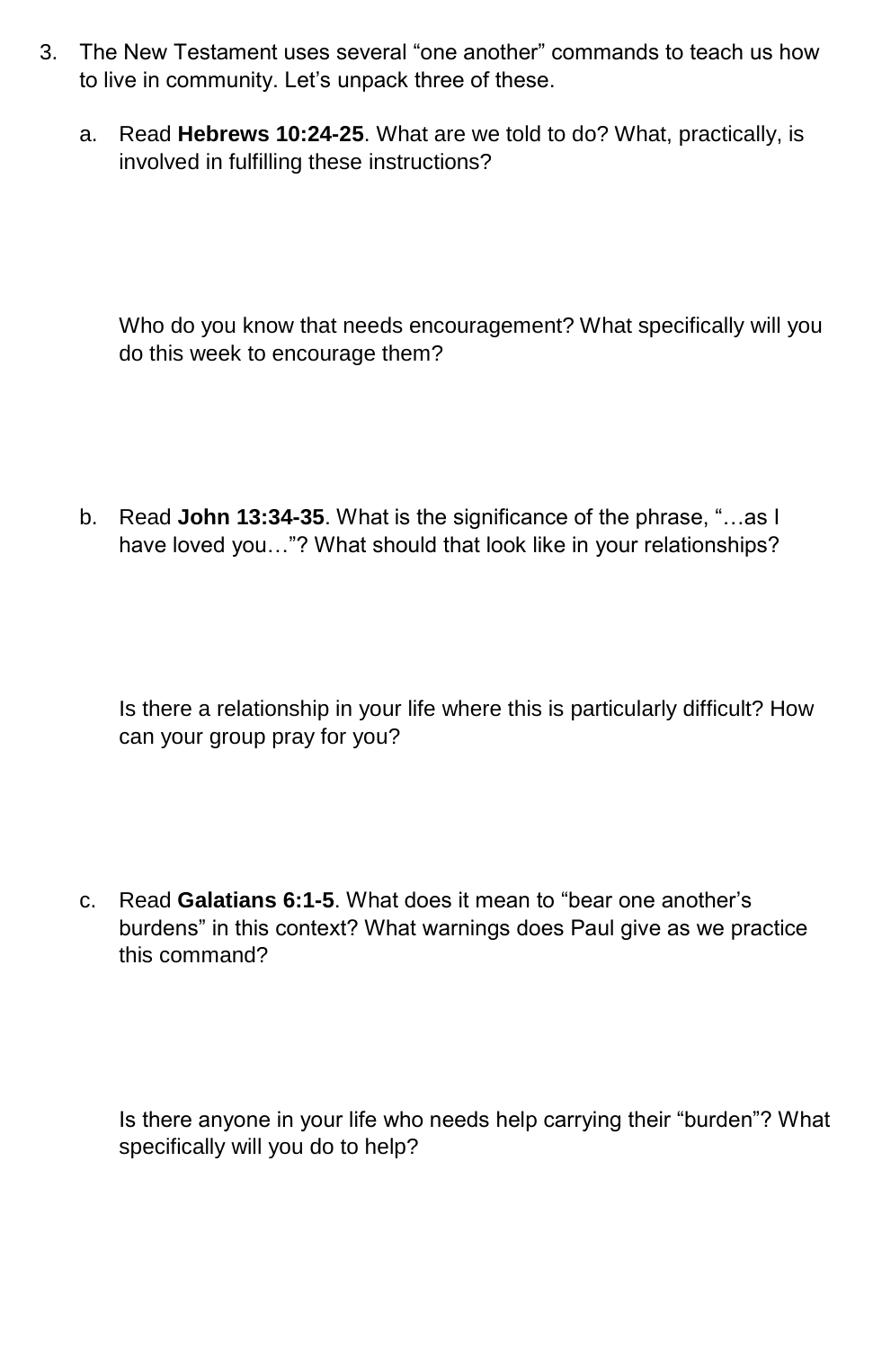3. The New Testament uses several “one another” commands to teach us how to live in community. Let’s unpack three of these.

    a. Read **Hebrews 10:24-25**. What are we told to do? What, practically, is involved in fulfilling these instructions?

       Who do you know that needs encouragement? What specifically will you do this week to encourage them?

    b. Read **John 13:34-35**. What is the significance of the phrase, “…as I have loved you…”? What should that look like in your relationships?

       Is there a relationship in your life where this is particularly difficult? How can your group pray for you?

    c. Read **Galatians 6:1-5**. What does it mean to “bear one another’s burdens” in this context? What warnings does Paul give as we practice this command?

       Is there anyone in your life who needs help carrying their “burden”? What specifically will you do to help?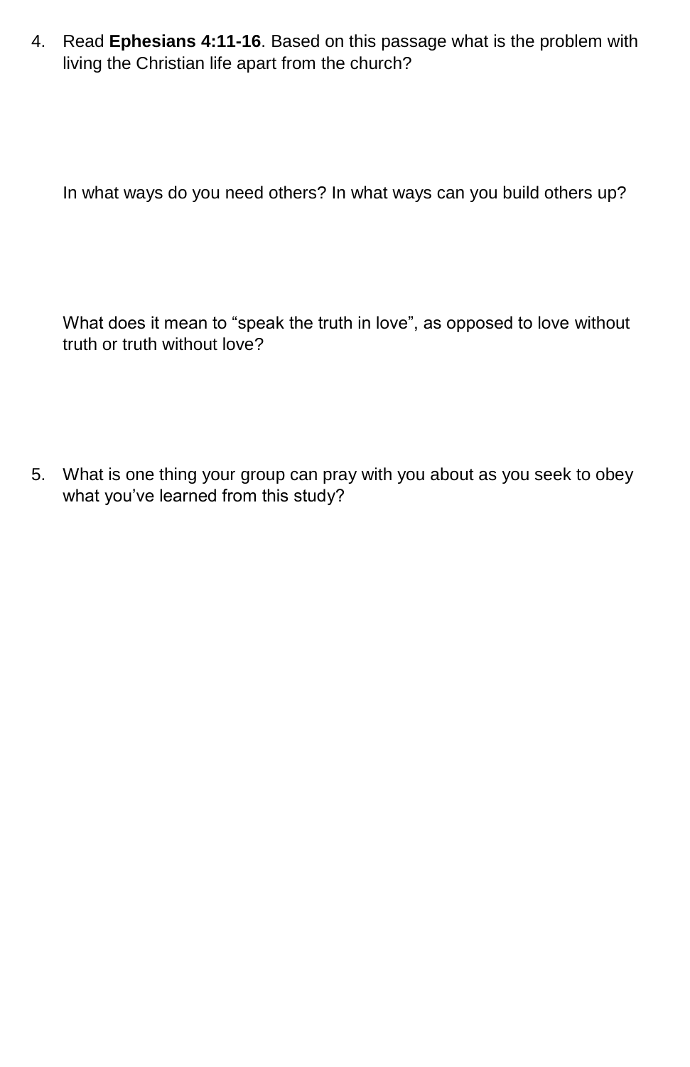4. Read **Ephesians 4:11-16**. Based on this passage what is the problem with living the Christian life apart from the church?

   In what ways do you need others? In what ways can you build others up?

   What does it mean to “speak the truth in love”, as opposed to love without truth or truth without love?

5. What is one thing your group can pray with you about as you seek to obey what you’ve learned from this study?